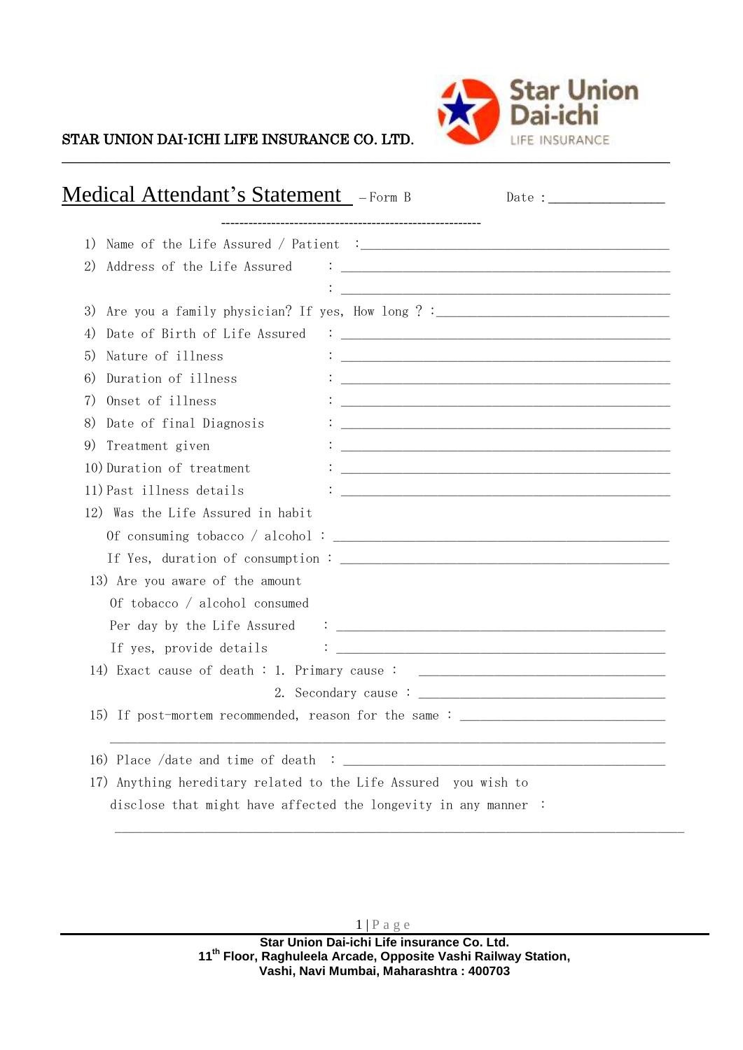**STAR UNION DAI-ICHI LIFE INSURANCE CO. LTD.**

Star Union Dai-ichi
LIFE INSURANCE

# Medical Attendant's Statement – Form B

Date : _______________

1) Name of the Life Assured / Patient : ______________________________
2) Address of the Life Assured : ______________________________
   : ______________________________
3) Are you a family physician? If yes, How long ? : ______________________________
4) Date of Birth of Life Assured : ______________________________
5) Nature of illness : ______________________________
6) Duration of illness : ______________________________
7) Onset of illness : ______________________________
8) Date of final Diagnosis : ______________________________
9) Treatment given : ______________________________
10) Duration of treatment : ______________________________
11) Past illness details : ______________________________
12) Was the Life Assured in habit Of consuming tobacco / alcohol : ______________________________
    If Yes, duration of consumption : ______________________________
13) Are you aware of the amount Of tobacco / alcohol consumed Per day by the Life Assured : ______________________________
    If yes, provide details : ______________________________
14) Exact cause of death : 1. Primary cause : ______________________________
    2. Secondary cause : ______________________________
15) If post-mortem recommended, reason for the same : ______________________________
    ______________________________
16) Place /date and time of death : ______________________________
17) Anything hereditary related to the Life Assured you wish to disclose that might have affected the longevity in any manner :
    ______________________________

**Star Union Dai-ichi Life insurance Co. Ltd.**
**11th Floor, Raghuleela Arcade, Opposite Vashi Railway Station,**
**Vashi, Navi Mumbai, Maharashtra : 400703**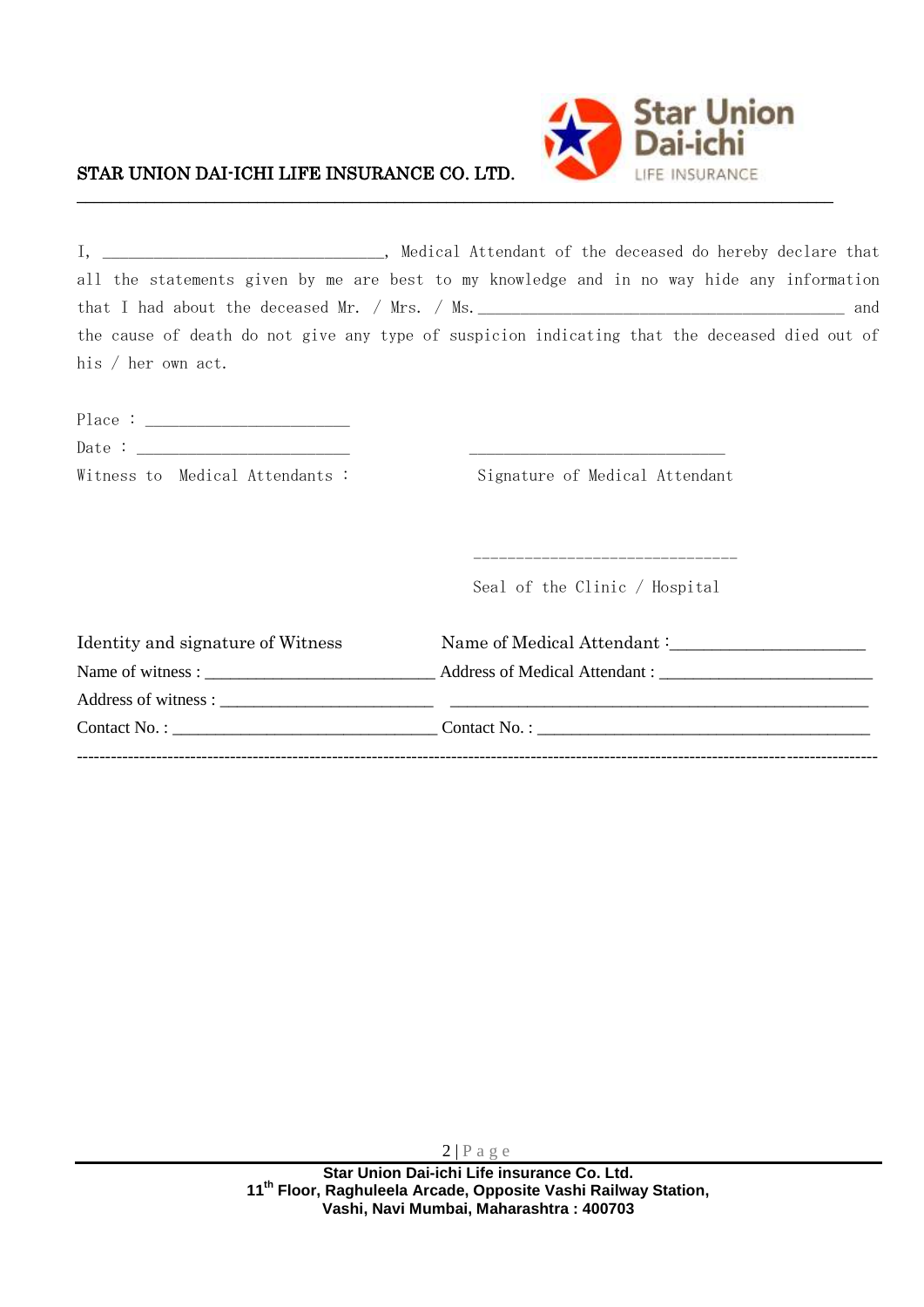STAR UNION DAI-ICHI LIFE INSURANCE CO. LTD.

---

I, ________________________________, Medical Attendant of the deceased do hereby declare that all the statements given by me are best to my knowledge and in no way hide any information that I had about the deceased Mr. / Mrs. / Ms. ___________________________________________ and the cause of death do not give any type of suspicion indicating that the deceased died out of his / her own act.

Place : _______________________

Date : ________________________ ______________________________

Witness to Medical Attendants : Signature of Medical Attendant

-------------------------------

Seal of the Clinic / Hospital

Identity and signature of Witness

Name of witness : __________________________

Address of witness : ________________________

Contact No. : ______________________________

Name of Medical Attendant :_____________________

Address of Medical Attendant : ________________________

_________________________________________________

Contact No. : _____________________________________

---

Star Union Dai-ichi Life insurance Co. Ltd.
11th Floor, Raghuleela Arcade, Opposite Vashi Railway Station,
Vashi, Navi Mumbai, Maharashtra : 400703